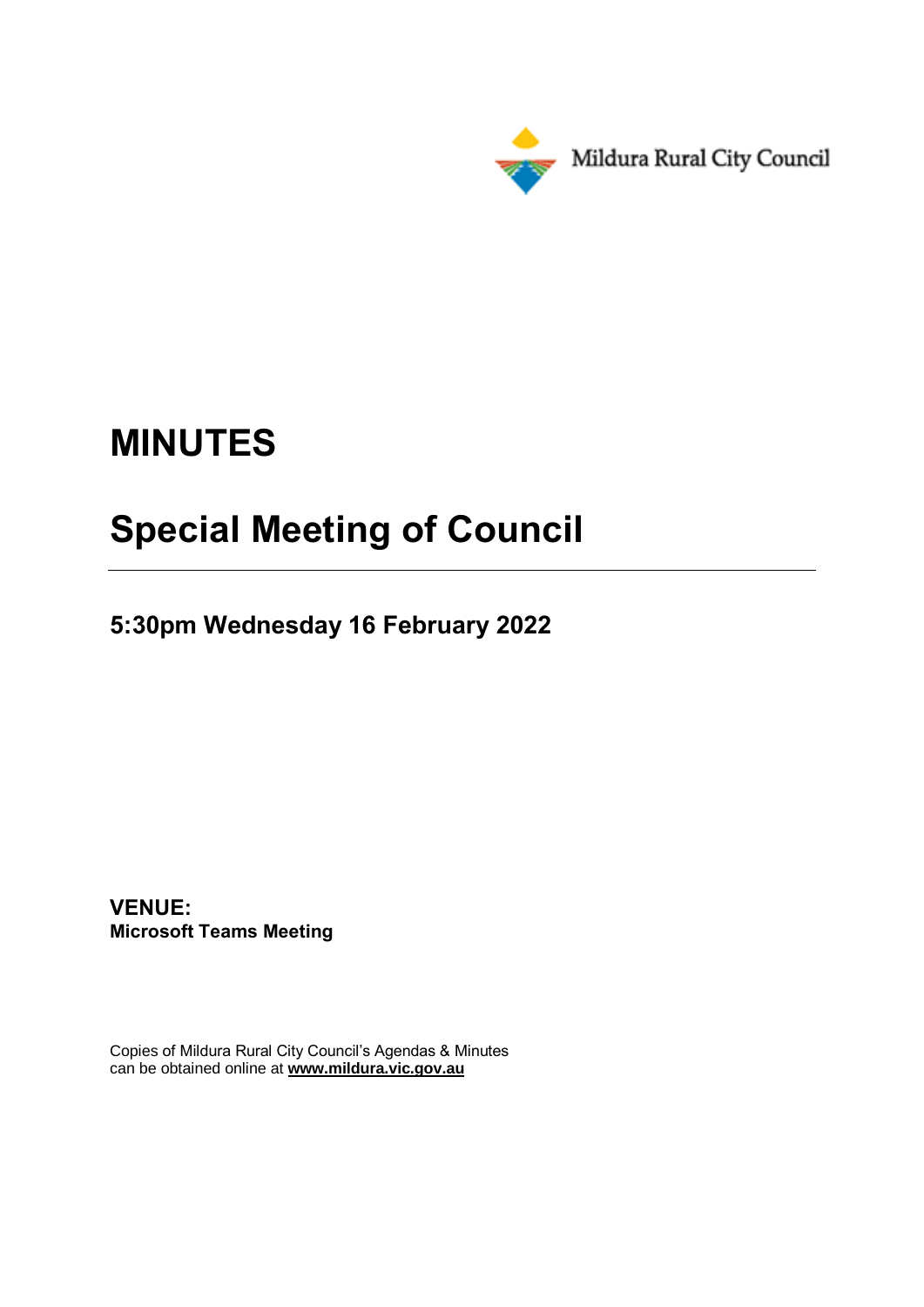Mildura Rural City Council

# MINUTES

# Special Meeting of Council

## 5:30pm Wednesday 16 February 2022

**VENUE:**
**Microsoft Teams Meeting**

Copies of Mildura Rural City Council's Agendas & Minutes can be obtained online at **www.mildura.vic.gov.au**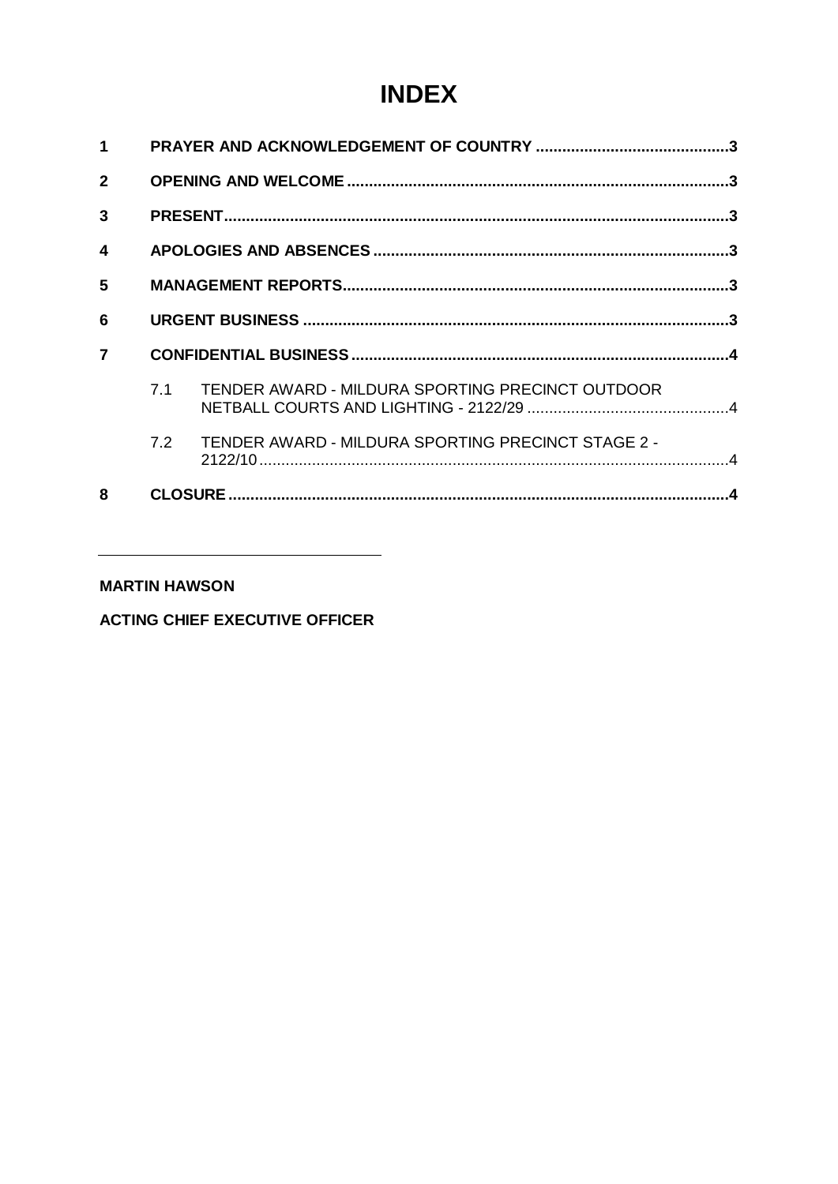# INDEX

| | | |
|---|---|---|
| **1** | **PRAYER AND ACKNOWLEDGEMENT OF COUNTRY** | **3** |
| **2** | **OPENING AND WELCOME** | **3** |
| **3** | **PRESENT** | **3** |
| **4** | **APOLOGIES AND ABSENCES** | **3** |
| **5** | **MANAGEMENT REPORTS** | **3** |
| **6** | **URGENT BUSINESS** | **3** |
| **7** | **CONFIDENTIAL BUSINESS** | **4** |
| 7.1 | TENDER AWARD - MILDURA SPORTING PRECINCT OUTDOOR NETBALL COURTS AND LIGHTING - 2122/29 | 4 |
| 7.2 | TENDER AWARD - MILDURA SPORTING PRECINCT STAGE 2 - 2122/10 | 4 |
| **8** | **CLOSURE** | **4** |

______________________________

**MARTIN HAWSON**

**ACTING CHIEF EXECUTIVE OFFICER**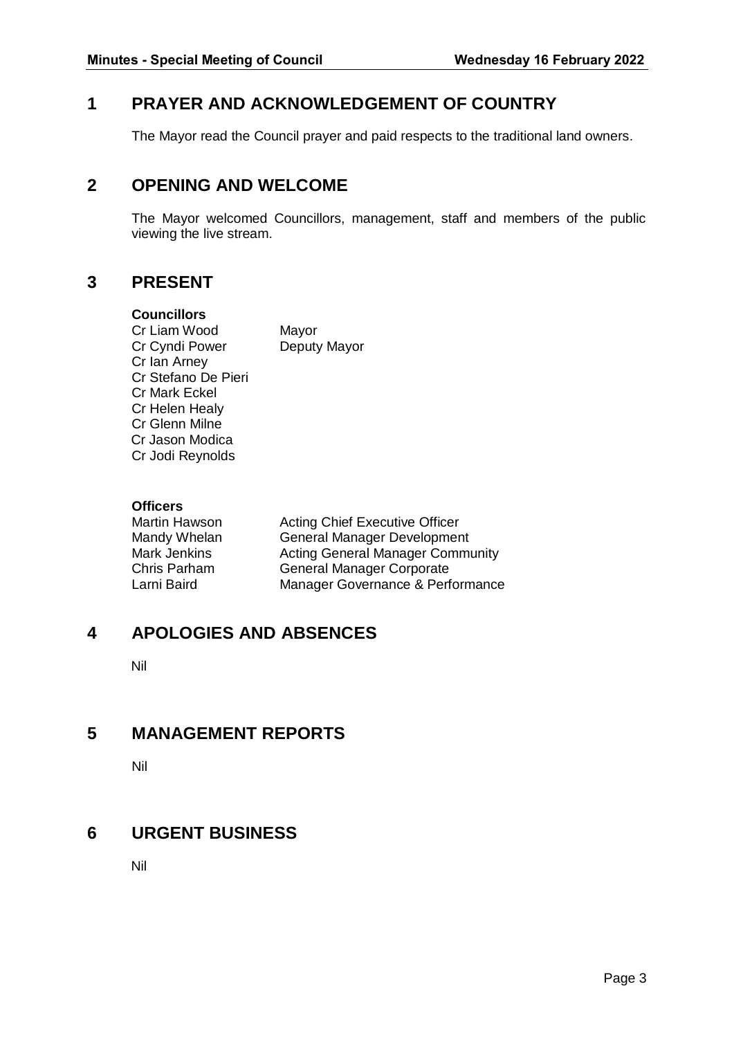# 1 PRAYER AND ACKNOWLEDGEMENT OF COUNTRY

The Mayor read the Council prayer and paid respects to the traditional land owners.

# 2 OPENING AND WELCOME

The Mayor welcomed Councillors, management, staff and members of the public viewing the live stream.

# 3 PRESENT

**Councillors**

| | |
|---|---|
| Cr Liam Wood | Mayor |
| Cr Cyndi Power | Deputy Mayor |
| Cr Ian Arney | |
| Cr Stefano De Pieri | |
| Cr Mark Eckel | |
| Cr Helen Healy | |
| Cr Glenn Milne | |
| Cr Jason Modica | |
| Cr Jodi Reynolds | |

**Officers**

| | |
|---|---|
| Martin Hawson | Acting Chief Executive Officer |
| Mandy Whelan | General Manager Development |
| Mark Jenkins | Acting General Manager Community |
| Chris Parham | General Manager Corporate |
| Larni Baird | Manager Governance & Performance |

# 4 APOLOGIES AND ABSENCES

Nil

# 5 MANAGEMENT REPORTS

Nil

# 6 URGENT BUSINESS

Nil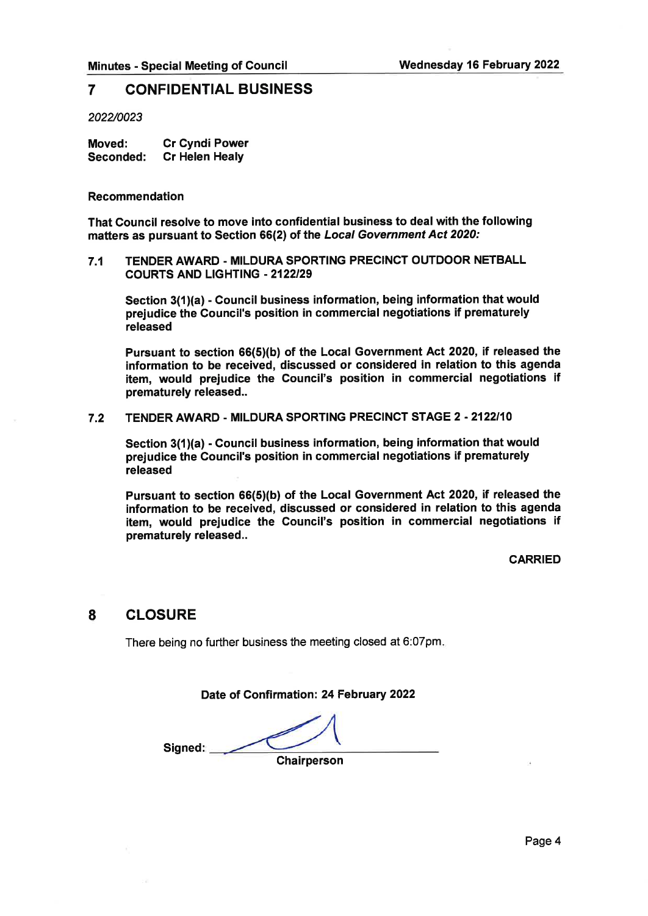## 7 CONFIDENTIAL BUSINESS

*2022/0023*

**Moved:** **Cr Cyndi Power**
**Seconded:** **Cr Helen Healy**

**Recommendation**

**That Council resolve to move into confidential business to deal with the following matters as pursuant to Section 66(2) of the *Local Government Act 2020:***

**7.1 TENDER AWARD - MILDURA SPORTING PRECINCT OUTDOOR NETBALL COURTS AND LIGHTING - 2122/29**

**Section 3(1)(a) - Council business information, being information that would prejudice the Council's position in commercial negotiations if prematurely released**

**Pursuant to section 66(5)(b) of the Local Government Act 2020, if released the information to be received, discussed or considered in relation to this agenda item, would prejudice the Council's position in commercial negotiations if prematurely released..**

**7.2 TENDER AWARD - MILDURA SPORTING PRECINCT STAGE 2 - 2122/10**

**Section 3(1)(a) - Council business information, being information that would prejudice the Council's position in commercial negotiations if prematurely released**

**Pursuant to section 66(5)(b) of the Local Government Act 2020, if released the information to be received, discussed or considered in relation to this agenda item, would prejudice the Council's position in commercial negotiations if prematurely released..**

**CARRIED**

## 8 CLOSURE

There being no further business the meeting closed at 6:07pm.

**Date of Confirmation: 24 February 2022**

**Signed:** ______________________
**Chairperson**